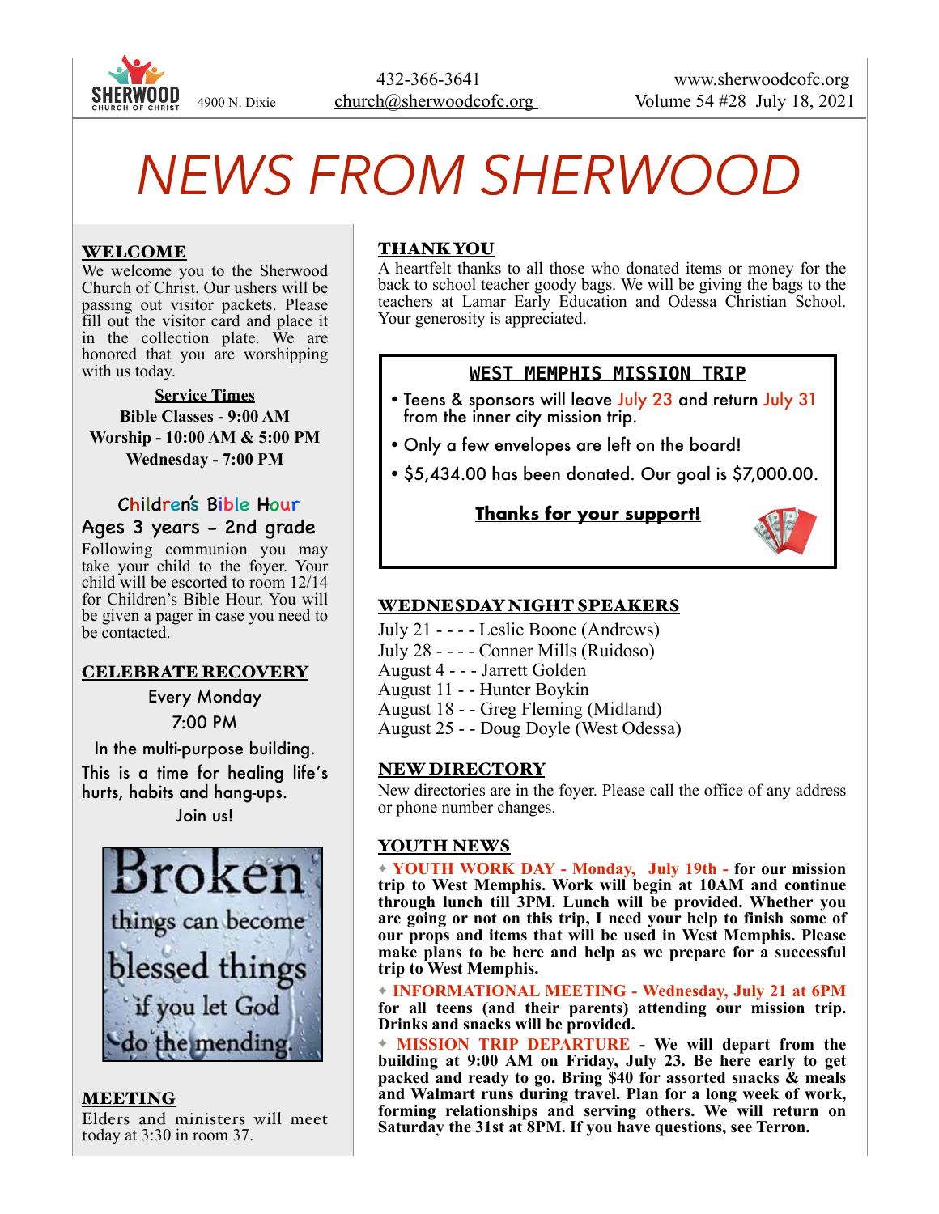SHERWOOD CHURCH OF CHRIST 4900 N. Dixie

432-366-3641
church@sherwoodcofc.org

www.sherwoodcofc.org
Volume 54 #28 July 18, 2021

# NEWS FROM SHERWOOD

## WELCOME

We welcome you to the Sherwood Church of Christ. Our ushers will be passing out visitor packets. Please fill out the visitor card and place it in the collection plate. We are honored that you are worshipping with us today.

**Service Times**
**Bible Classes - 9:00 AM**
**Worship - 10:00 AM & 5:00 PM**
**Wednesday - 7:00 PM**

### Children's Bible Hour
### Ages 3 years – 2nd grade

Following communion you may take your child to the foyer. Your child will be escorted to room 12/14 for Children's Bible Hour. You will be given a pager in case you need to be contacted.

## CELEBRATE RECOVERY

Every Monday
7:00 PM
In the multi-purpose building.
This is a time for healing life's hurts, habits and hang-ups.
Join us!

Broken things can become blessed things if you let God do the mending.

## MEETING

Elders and ministers will meet today at 3:30 in room 37.

## THANK YOU

A heartfelt thanks to all those who donated items or money for the back to school teacher goody bags. We will be giving the bags to the teachers at Lamar Early Education and Odessa Christian School. Your generosity is appreciated.

## WEST MEMPHIS MISSION TRIP

- Teens & sponsors will leave July 23 and return July 31 from the inner city mission trip.
- Only a few envelopes are left on the board!
- $5,434.00 has been donated. Our goal is $7,000.00.

**Thanks for your support!**

## WEDNESDAY NIGHT SPEAKERS

July 21 - - - - Leslie Boone (Andrews)
July 28 - - - - Conner Mills (Ruidoso)
August 4 - - - Jarrett Golden
August 11 - - Hunter Boykin
August 18 - - Greg Fleming (Midland)
August 25 - - Doug Doyle (West Odessa)

## NEW DIRECTORY

New directories are in the foyer. Please call the office of any address or phone number changes.

## YOUTH NEWS

✦ **YOUTH WORK DAY - Monday, July 19th - for our mission trip to West Memphis. Work will begin at 10AM and continue through lunch till 3PM. Lunch will be provided. Whether you are going or not on this trip, I need your help to finish some of our props and items that will be used in West Memphis. Please make plans to be here and help as we prepare for a successful trip to West Memphis.**

✦ **INFORMATIONAL MEETING - Wednesday, July 21 at 6PM for all teens (and their parents) attending our mission trip. Drinks and snacks will be provided.**

✦ **MISSION TRIP DEPARTURE - We will depart from the building at 9:00 AM on Friday, July 23. Be here early to get packed and ready to go. Bring $40 for assorted snacks & meals and Walmart runs during travel. Plan for a long week of work, forming relationships and serving others. We will return on Saturday the 31st at 8PM. If you have questions, see Terron.**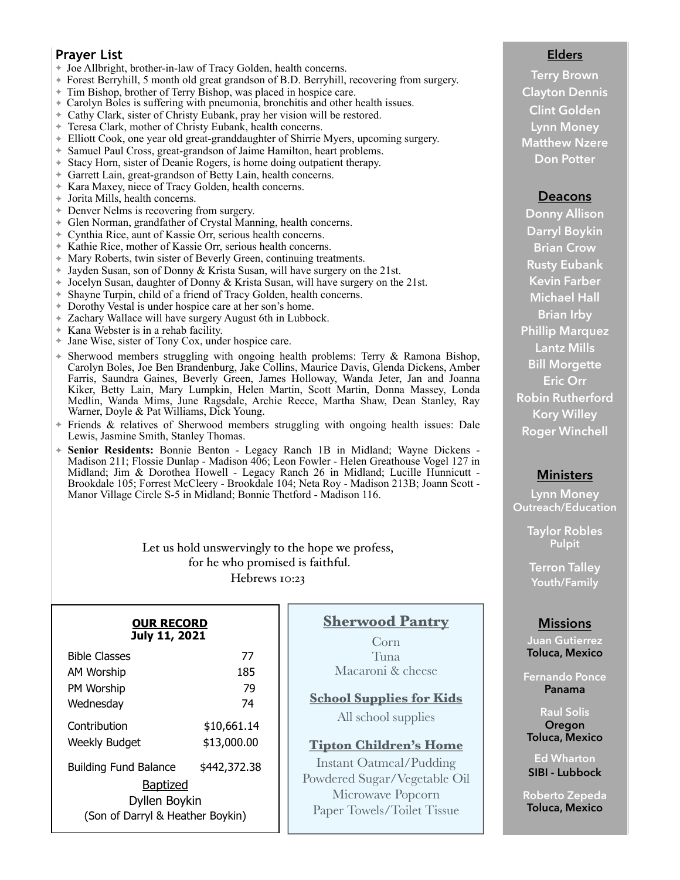## Prayer List

- Joe Allbright, brother-in-law of Tracy Golden, health concerns.
- Forest Berryhill, 5 month old great grandson of B.D. Berryhill, recovering from surgery.
- Tim Bishop, brother of Terry Bishop, was placed in hospice care.
- Carolyn Boles is suffering with pneumonia, bronchitis and other health issues.
- Cathy Clark, sister of Christy Eubank, pray her vision will be restored.
- Teresa Clark, mother of Christy Eubank, health concerns.
- Elliott Cook, one year old great-granddaughter of Shirrie Myers, upcoming surgery.
- Samuel Paul Cross, great-grandson of Jaime Hamilton, heart problems.
- Stacy Horn, sister of Deanie Rogers, is home doing outpatient therapy.
- Garrett Lain, great-grandson of Betty Lain, health concerns.
- Kara Maxey, niece of Tracy Golden, health concerns.
- Jorita Mills, health concerns.
- Denver Nelms is recovering from surgery.
- Glen Norman, grandfather of Crystal Manning, health concerns.
- Cynthia Rice, aunt of Kassie Orr, serious health concerns.
- Kathie Rice, mother of Kassie Orr, serious health concerns.
- Mary Roberts, twin sister of Beverly Green, continuing treatments.
- Jayden Susan, son of Donny & Krista Susan, will have surgery on the 21st.
- Jocelyn Susan, daughter of Donny & Krista Susan, will have surgery on the 21st.
- Shayne Turpin, child of a friend of Tracy Golden, health concerns.
- Dorothy Vestal is under hospice care at her son's home.
- Zachary Wallace will have surgery August 6th in Lubbock.
- Kana Webster is in a rehab facility.
- Jane Wise, sister of Tony Cox, under hospice care.
- Sherwood members struggling with ongoing health problems: Terry & Ramona Bishop, Carolyn Boles, Joe Ben Brandenburg, Jake Collins, Maurice Davis, Glenda Dickens, Amber Farris, Saundra Gaines, Beverly Green, James Holloway, Wanda Jeter, Jan and Joanna Kiker, Betty Lain, Mary Lumpkin, Helen Martin, Scott Martin, Donna Massey, Londa Medlin, Wanda Mims, June Ragsdale, Archie Reece, Martha Shaw, Dean Stanley, Ray Warner, Doyle & Pat Williams, Dick Young.
- Friends & relatives of Sherwood members struggling with ongoing health issues: Dale Lewis, Jasmine Smith, Stanley Thomas.
- **Senior Residents:** Bonnie Benton - Legacy Ranch 1B in Midland; Wayne Dickens - Madison 211; Flossie Dunlap - Madison 406; Leon Fowler - Helen Greathouse Vogel 127 in Midland; Jim & Dorothea Howell - Legacy Ranch 26 in Midland; Lucille Hunnicutt - Brookdale 105; Forrest McCleery - Brookdale 104; Neta Roy - Madison 213B; Joann Scott - Manor Village Circle S-5 in Midland; Bonnie Thetford - Madison 116.

Let us hold unswervingly to the hope we profess,
for he who promised is faithful.
Hebrews 10:23

### OUR RECORD
**July 11, 2021**

| | |
|---|---|
| Bible Classes | 77 |
| AM Worship | 185 |
| PM Worship | 79 |
| Wednesday | 74 |
| Contribution | $10,661.14 |
| Weekly Budget | $13,000.00 |
| Building Fund Balance | $442,372.38 |

Baptized
Dyllen Boykin
(Son of Darryl & Heather Boykin)

### Sherwood Pantry

Corn
Tuna
Macaroni & cheese

**School Supplies for Kids**

All school supplies

**Tipton Children's Home**

Instant Oatmeal/Pudding
Powdered Sugar/Vegetable Oil
Microwave Popcorn
Paper Towels/Toilet Tissue

### Elders

Terry Brown
Clayton Dennis
Clint Golden
Lynn Money
Matthew Nzere
Don Potter

### Deacons

Donny Allison
Darryl Boykin
Brian Crow
Rusty Eubank
Kevin Farber
Michael Hall
Brian Irby
Phillip Marquez
Lantz Mills
Bill Morgette
Eric Orr
Robin Rutherford
Kory Willey
Roger Winchell

### Ministers

Lynn Money
Outreach/Education

Taylor Robles
Pulpit

Terron Talley
Youth/Family

### Missions

Juan Gutierrez
Toluca, Mexico

Fernando Ponce
Panama

Raul Solis
Oregon
Toluca, Mexico

Ed Wharton
SIBI - Lubbock

Roberto Zepeda
Toluca, Mexico